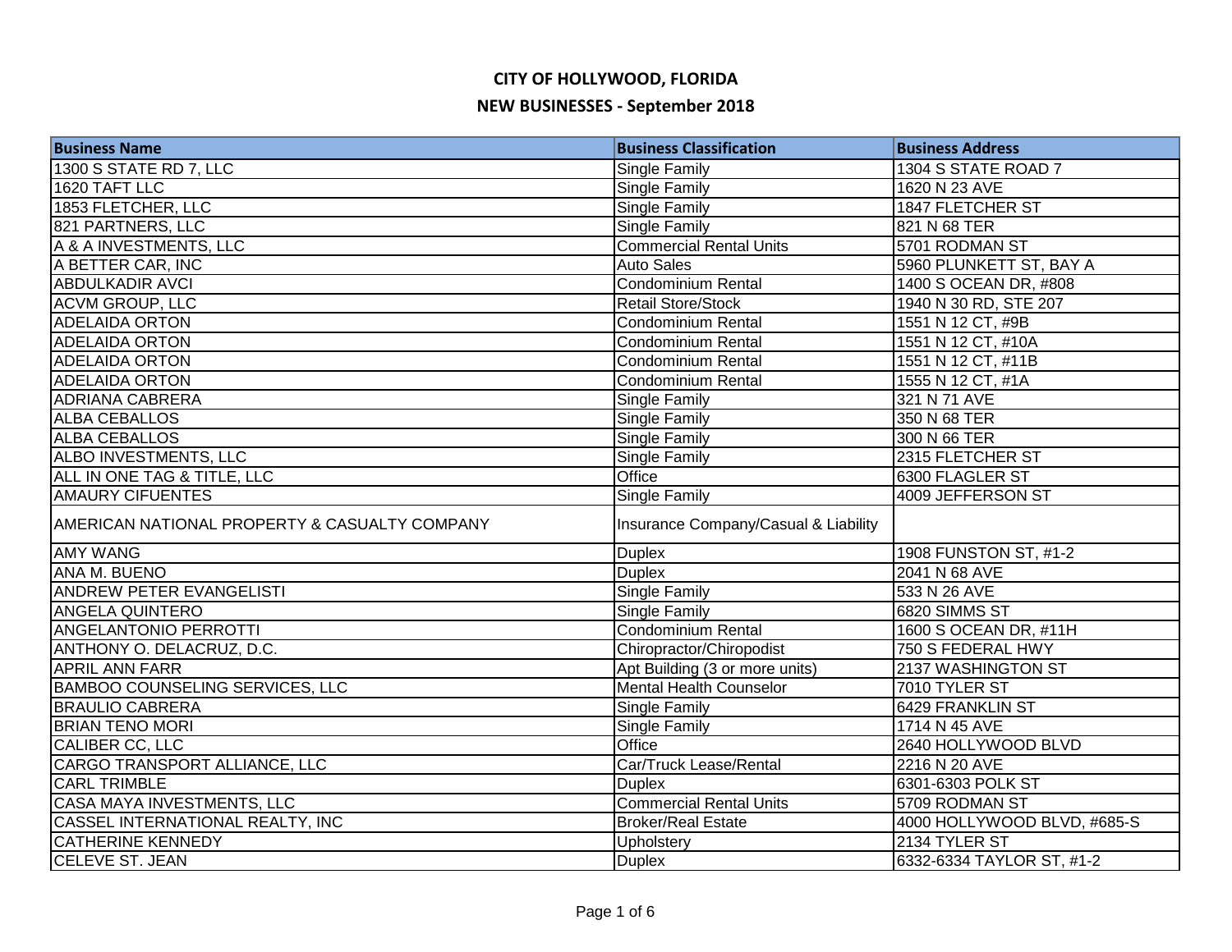# CITY OF HOLLYWOOD, FLORIDA

## NEW BUSINESSES - September 2018

| Business Name | Business Classification | Business Address |
|---|---|---|
| 1300 S STATE RD 7, LLC | Single Family | 1304 S STATE ROAD 7 |
| 1620 TAFT LLC | Single Family | 1620 N 23 AVE |
| 1853 FLETCHER, LLC | Single Family | 1847 FLETCHER ST |
| 821 PARTNERS, LLC | Single Family | 821 N 68 TER |
| A & A INVESTMENTS, LLC | Commercial Rental Units | 5701 RODMAN ST |
| A BETTER CAR, INC | Auto Sales | 5960 PLUNKETT ST, BAY A |
| ABDULKADIR AVCI | Condominium Rental | 1400 S OCEAN DR, #808 |
| ACVM GROUP, LLC | Retail Store/Stock | 1940 N 30 RD, STE 207 |
| ADELAIDA ORTON | Condominium Rental | 1551 N 12 CT, #9B |
| ADELAIDA ORTON | Condominium Rental | 1551 N 12 CT, #10A |
| ADELAIDA ORTON | Condominium Rental | 1551 N 12 CT, #11B |
| ADELAIDA ORTON | Condominium Rental | 1555 N 12 CT, #1A |
| ADRIANA CABRERA | Single Family | 321 N 71 AVE |
| ALBA CEBALLOS | Single Family | 350 N 68 TER |
| ALBA CEBALLOS | Single Family | 300 N 66 TER |
| ALBO INVESTMENTS, LLC | Single Family | 2315 FLETCHER ST |
| ALL IN ONE TAG & TITLE, LLC | Office | 6300 FLAGLER ST |
| AMAURY CIFUENTES | Single Family | 4009 JEFFERSON ST |
| AMERICAN NATIONAL PROPERTY & CASUALTY COMPANY | Insurance Company/Casual & Liability | |
| AMY WANG | Duplex | 1908 FUNSTON ST, #1-2 |
| ANA M. BUENO | Duplex | 2041 N 68 AVE |
| ANDREW PETER EVANGELISTI | Single Family | 533 N 26 AVE |
| ANGELA QUINTERO | Single Family | 6820 SIMMS ST |
| ANGELANTONIO PERROTTI | Condominium Rental | 1600 S OCEAN DR, #11H |
| ANTHONY O. DELACRUZ, D.C. | Chiropractor/Chiropodist | 750 S FEDERAL HWY |
| APRIL ANN FARR | Apt Building (3 or more units) | 2137 WASHINGTON ST |
| BAMBOO COUNSELING SERVICES, LLC | Mental Health Counselor | 7010 TYLER ST |
| BRAULIO CABRERA | Single Family | 6429 FRANKLIN ST |
| BRIAN TENO MORI | Single Family | 1714 N 45 AVE |
| CALIBER CC, LLC | Office | 2640 HOLLYWOOD BLVD |
| CARGO TRANSPORT ALLIANCE, LLC | Car/Truck Lease/Rental | 2216 N 20 AVE |
| CARL TRIMBLE | Duplex | 6301-6303 POLK ST |
| CASA MAYA INVESTMENTS, LLC | Commercial Rental Units | 5709 RODMAN ST |
| CASSEL INTERNATIONAL REALTY, INC | Broker/Real Estate | 4000 HOLLYWOOD BLVD, #685-S |
| CATHERINE KENNEDY | Upholstery | 2134 TYLER ST |
| CELEVE ST. JEAN | Duplex | 6332-6334 TAYLOR ST, #1-2 |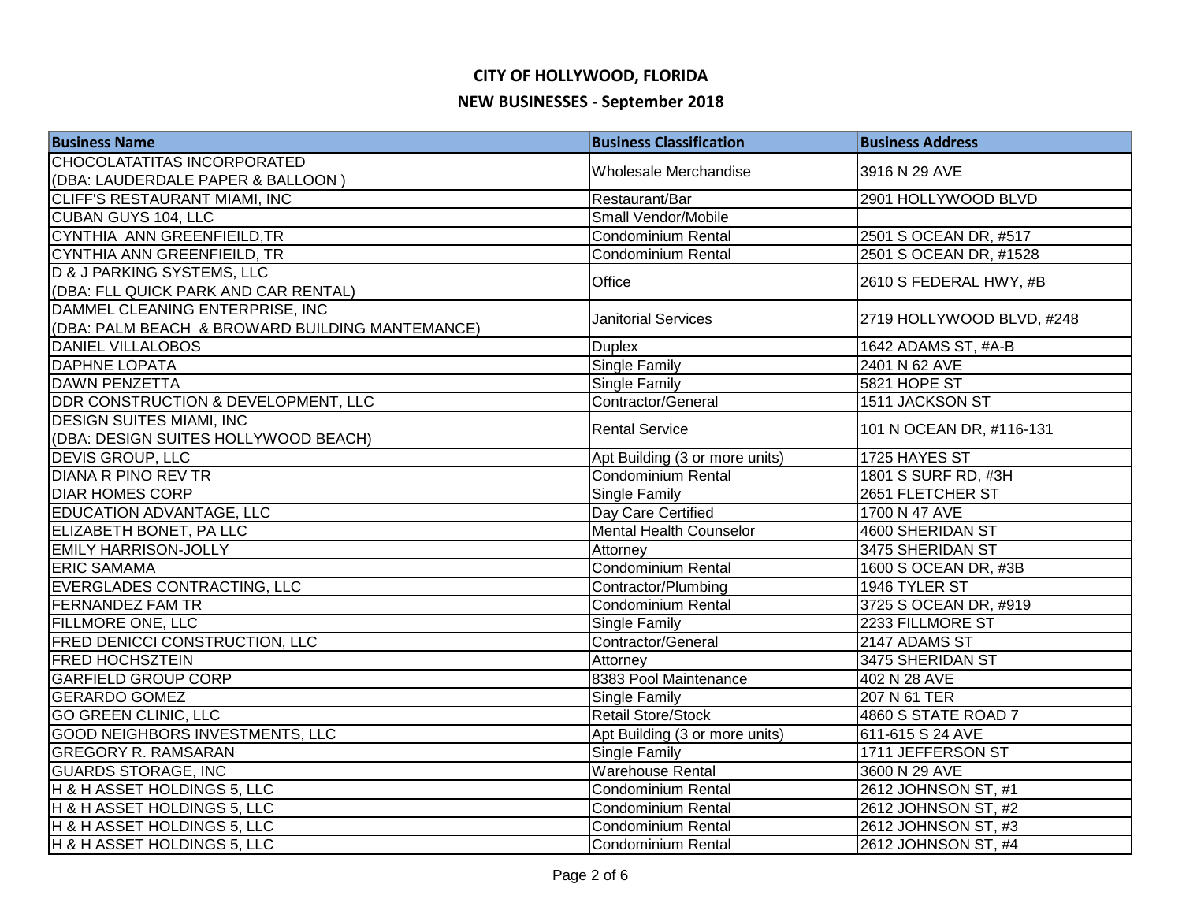# CITY OF HOLLYWOOD, FLORIDA

## NEW BUSINESSES - September 2018

| Business Name | Business Classification | Business Address |
|---|---|---|
| CHOCOLATATITAS INCORPORATED (DBA: LAUDERDALE PAPER & BALLOON ) | Wholesale Merchandise | 3916 N 29 AVE |
| CLIFF'S RESTAURANT MIAMI, INC | Restaurant/Bar | 2901 HOLLYWOOD BLVD |
| CUBAN GUYS 104, LLC | Small Vendor/Mobile | |
| CYNTHIA ANN GREENFIEILD,TR | Condominium Rental | 2501 S OCEAN DR, #517 |
| CYNTHIA ANN GREENFIEILD, TR | Condominium Rental | 2501 S OCEAN DR, #1528 |
| D & J PARKING SYSTEMS, LLC (DBA: FLL QUICK PARK AND CAR RENTAL) | Office | 2610 S FEDERAL HWY, #B |
| DAMMEL CLEANING ENTERPRISE, INC (DBA: PALM BEACH & BROWARD BUILDING MANTEMANCE) | Janitorial Services | 2719 HOLLYWOOD BLVD, #248 |
| DANIEL VILLALOBOS | Duplex | 1642 ADAMS ST, #A-B |
| DAPHNE LOPATA | Single Family | 2401 N 62 AVE |
| DAWN PENZETTA | Single Family | 5821 HOPE ST |
| DDR CONSTRUCTION & DEVELOPMENT, LLC | Contractor/General | 1511 JACKSON ST |
| DESIGN SUITES MIAMI, INC (DBA: DESIGN SUITES HOLLYWOOD BEACH) | Rental Service | 101 N OCEAN DR, #116-131 |
| DEVIS GROUP, LLC | Apt Building (3 or more units) | 1725 HAYES ST |
| DIANA R PINO REV TR | Condominium Rental | 1801 S SURF RD, #3H |
| DIAR HOMES CORP | Single Family | 2651 FLETCHER ST |
| EDUCATION ADVANTAGE, LLC | Day Care Certified | 1700 N 47 AVE |
| ELIZABETH BONET, PA LLC | Mental Health Counselor | 4600 SHERIDAN ST |
| EMILY HARRISON-JOLLY | Attorney | 3475 SHERIDAN ST |
| ERIC SAMAMA | Condominium Rental | 1600 S OCEAN DR, #3B |
| EVERGLADES CONTRACTING, LLC | Contractor/Plumbing | 1946 TYLER ST |
| FERNANDEZ FAM TR | Condominium Rental | 3725 S OCEAN DR, #919 |
| FILLMORE ONE, LLC | Single Family | 2233 FILLMORE ST |
| FRED DENICCI CONSTRUCTION, LLC | Contractor/General | 2147 ADAMS ST |
| FRED HOCHSZTEIN | Attorney | 3475 SHERIDAN ST |
| GARFIELD GROUP CORP | 8383 Pool Maintenance | 402 N 28 AVE |
| GERARDO GOMEZ | Single Family | 207 N 61 TER |
| GO GREEN CLINIC, LLC | Retail Store/Stock | 4860 S STATE ROAD 7 |
| GOOD NEIGHBORS INVESTMENTS, LLC | Apt Building (3 or more units) | 611-615 S 24 AVE |
| GREGORY R. RAMSARAN | Single Family | 1711 JEFFERSON ST |
| GUARDS STORAGE, INC | Warehouse Rental | 3600 N 29 AVE |
| H & H ASSET HOLDINGS 5, LLC | Condominium Rental | 2612 JOHNSON ST, #1 |
| H & H ASSET HOLDINGS 5, LLC | Condominium Rental | 2612 JOHNSON ST, #2 |
| H & H ASSET HOLDINGS 5, LLC | Condominium Rental | 2612 JOHNSON ST, #3 |
| H & H ASSET HOLDINGS 5, LLC | Condominium Rental | 2612 JOHNSON ST, #4 |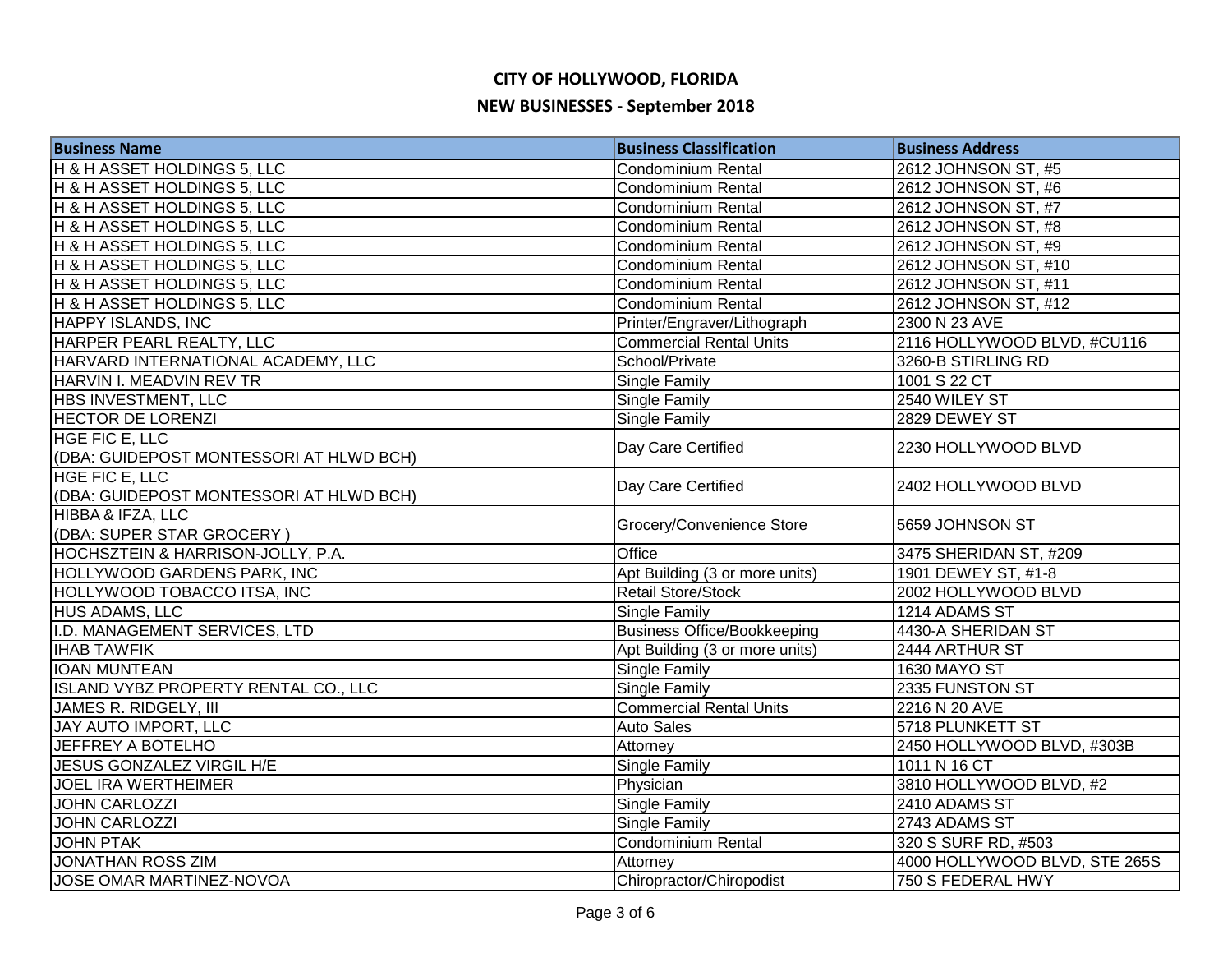# CITY OF HOLLYWOOD, FLORIDA

## NEW BUSINESSES - September 2018

| Business Name | Business Classification | Business Address |
|---|---|---|
| H & H ASSET HOLDINGS 5, LLC | Condominium Rental | 2612 JOHNSON ST, #5 |
| H & H ASSET HOLDINGS 5, LLC | Condominium Rental | 2612 JOHNSON ST, #6 |
| H & H ASSET HOLDINGS 5, LLC | Condominium Rental | 2612 JOHNSON ST, #7 |
| H & H ASSET HOLDINGS 5, LLC | Condominium Rental | 2612 JOHNSON ST, #8 |
| H & H ASSET HOLDINGS 5, LLC | Condominium Rental | 2612 JOHNSON ST, #9 |
| H & H ASSET HOLDINGS 5, LLC | Condominium Rental | 2612 JOHNSON ST, #10 |
| H & H ASSET HOLDINGS 5, LLC | Condominium Rental | 2612 JOHNSON ST, #11 |
| H & H ASSET HOLDINGS 5, LLC | Condominium Rental | 2612 JOHNSON ST, #12 |
| HAPPY ISLANDS, INC | Printer/Engraver/Lithograph | 2300 N 23 AVE |
| HARPER PEARL REALTY, LLC | Commercial Rental Units | 2116 HOLLYWOOD BLVD, #CU116 |
| HARVARD INTERNATIONAL ACADEMY, LLC | School/Private | 3260-B STIRLING RD |
| HARVIN I. MEADVIN REV TR | Single Family | 1001 S 22 CT |
| HBS INVESTMENT, LLC | Single Family | 2540 WILEY ST |
| HECTOR DE LORENZI | Single Family | 2829 DEWEY ST |
| HGE FIC E, LLC (DBA: GUIDEPOST MONTESSORI AT HLWD BCH) | Day Care Certified | 2230 HOLLYWOOD BLVD |
| HGE FIC E, LLC (DBA: GUIDEPOST MONTESSORI AT HLWD BCH) | Day Care Certified | 2402 HOLLYWOOD BLVD |
| HIBBA & IFZA, LLC (DBA: SUPER STAR GROCERY ) | Grocery/Convenience Store | 5659 JOHNSON ST |
| HOCHSZTEIN & HARRISON-JOLLY, P.A. | Office | 3475 SHERIDAN ST, #209 |
| HOLLYWOOD GARDENS PARK, INC | Apt Building (3 or more units) | 1901 DEWEY ST, #1-8 |
| HOLLYWOOD TOBACCO ITSA, INC | Retail Store/Stock | 2002 HOLLYWOOD BLVD |
| HUS ADAMS, LLC | Single Family | 1214 ADAMS ST |
| I.D. MANAGEMENT SERVICES, LTD | Business Office/Bookkeeping | 4430-A SHERIDAN ST |
| IHAB TAWFIK | Apt Building (3 or more units) | 2444 ARTHUR ST |
| IOAN MUNTEAN | Single Family | 1630 MAYO ST |
| ISLAND VYBZ PROPERTY RENTAL CO., LLC | Single Family | 2335 FUNSTON ST |
| JAMES R. RIDGELY, III | Commercial Rental Units | 2216 N 20 AVE |
| JAY AUTO IMPORT, LLC | Auto Sales | 5718 PLUNKETT ST |
| JEFFREY A BOTELHO | Attorney | 2450 HOLLYWOOD BLVD, #303B |
| JESUS GONZALEZ VIRGIL H/E | Single Family | 1011 N 16 CT |
| JOEL IRA WERTHEIMER | Physician | 3810 HOLLYWOOD BLVD, #2 |
| JOHN CARLOZZI | Single Family | 2410 ADAMS ST |
| JOHN CARLOZZI | Single Family | 2743 ADAMS ST |
| JOHN PTAK | Condominium Rental | 320 S SURF RD, #503 |
| JONATHAN ROSS ZIM | Attorney | 4000 HOLLYWOOD BLVD, STE 265S |
| JOSE OMAR MARTINEZ-NOVOA | Chiropractor/Chiropodist | 750 S FEDERAL HWY |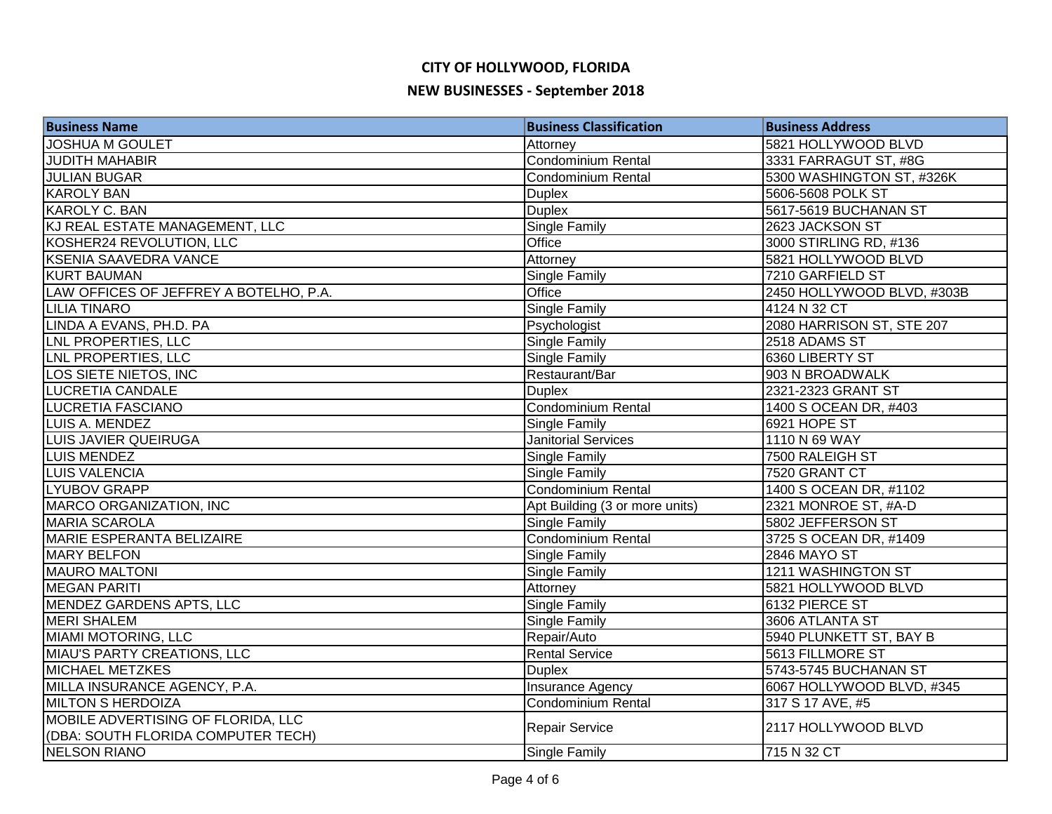# CITY OF HOLLYWOOD, FLORIDA

## NEW BUSINESSES - September 2018

| Business Name | Business Classification | Business Address |
|---|---|---|
| JOSHUA M GOULET | Attorney | 5821 HOLLYWOOD BLVD |
| JUDITH MAHABIR | Condominium Rental | 3331 FARRAGUT ST, #8G |
| JULIAN BUGAR | Condominium Rental | 5300 WASHINGTON ST, #326K |
| KAROLY BAN | Duplex | 5606-5608 POLK ST |
| KAROLY C. BAN | Duplex | 5617-5619 BUCHANAN ST |
| KJ REAL ESTATE MANAGEMENT, LLC | Single Family | 2623 JACKSON ST |
| KOSHER24 REVOLUTION, LLC | Office | 3000 STIRLING RD, #136 |
| KSENIA SAAVEDRA VANCE | Attorney | 5821 HOLLYWOOD BLVD |
| KURT BAUMAN | Single Family | 7210 GARFIELD ST |
| LAW OFFICES OF JEFFREY A BOTELHO, P.A. | Office | 2450 HOLLYWOOD BLVD, #303B |
| LILIA TINARO | Single Family | 4124 N 32 CT |
| LINDA A EVANS, PH.D. PA | Psychologist | 2080 HARRISON ST, STE 207 |
| LNL PROPERTIES, LLC | Single Family | 2518 ADAMS ST |
| LNL PROPERTIES, LLC | Single Family | 6360 LIBERTY ST |
| LOS SIETE NIETOS, INC | Restaurant/Bar | 903 N BROADWALK |
| LUCRETIA CANDALE | Duplex | 2321-2323 GRANT ST |
| LUCRETIA FASCIANO | Condominium Rental | 1400 S OCEAN DR, #403 |
| LUIS A. MENDEZ | Single Family | 6921 HOPE ST |
| LUIS JAVIER QUEIRUGA | Janitorial Services | 1110 N 69 WAY |
| LUIS MENDEZ | Single Family | 7500 RALEIGH ST |
| LUIS VALENCIA | Single Family | 7520 GRANT CT |
| LYUBOV GRAPP | Condominium Rental | 1400 S OCEAN DR, #1102 |
| MARCO ORGANIZATION, INC | Apt Building (3 or more units) | 2321 MONROE ST, #A-D |
| MARIA SCAROLA | Single Family | 5802 JEFFERSON ST |
| MARIE ESPERANTA BELIZAIRE | Condominium Rental | 3725 S OCEAN DR, #1409 |
| MARY BELFON | Single Family | 2846 MAYO ST |
| MAURO MALTONI | Single Family | 1211 WASHINGTON ST |
| MEGAN PARITI | Attorney | 5821 HOLLYWOOD BLVD |
| MENDEZ GARDENS APTS, LLC | Single Family | 6132 PIERCE ST |
| MERI SHALEM | Single Family | 3606 ATLANTA ST |
| MIAMI MOTORING, LLC | Repair/Auto | 5940 PLUNKETT ST, BAY B |
| MIAU'S PARTY CREATIONS, LLC | Rental Service | 5613 FILLMORE ST |
| MICHAEL METZKES | Duplex | 5743-5745 BUCHANAN ST |
| MILLA INSURANCE AGENCY, P.A. | Insurance Agency | 6067 HOLLYWOOD BLVD, #345 |
| MILTON S HERDOIZA | Condominium Rental | 317 S 17 AVE, #5 |
| MOBILE ADVERTISING OF FLORIDA, LLC (DBA: SOUTH FLORIDA COMPUTER TECH) | Repair Service | 2117 HOLLYWOOD BLVD |
| NELSON RIANO | Single Family | 715 N 32 CT |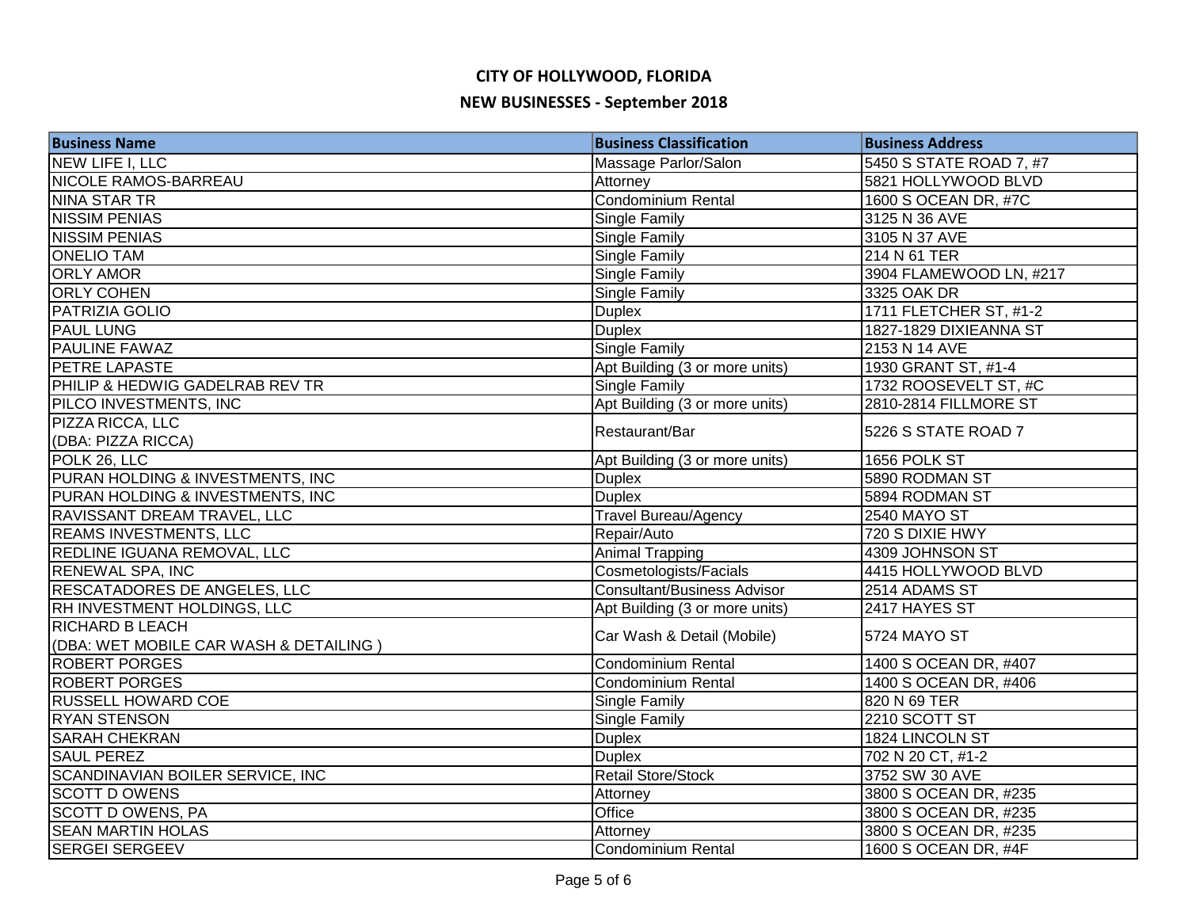# CITY OF HOLLYWOOD, FLORIDA

## NEW BUSINESSES - September 2018

| Business Name | Business Classification | Business Address |
|---|---|---|
| NEW LIFE I, LLC | Massage Parlor/Salon | 5450 S STATE ROAD 7, #7 |
| NICOLE RAMOS-BARREAU | Attorney | 5821 HOLLYWOOD BLVD |
| NINA STAR TR | Condominium Rental | 1600 S OCEAN DR, #7C |
| NISSIM PENIAS | Single Family | 3125 N 36 AVE |
| NISSIM PENIAS | Single Family | 3105 N 37 AVE |
| ONELIO TAM | Single Family | 214 N 61 TER |
| ORLY AMOR | Single Family | 3904 FLAMEWOOD LN, #217 |
| ORLY COHEN | Single Family | 3325 OAK DR |
| PATRIZIA GOLIO | Duplex | 1711 FLETCHER ST, #1-2 |
| PAUL LUNG | Duplex | 1827-1829 DIXIEANNA ST |
| PAULINE FAWAZ | Single Family | 2153 N 14 AVE |
| PETRE LAPASTE | Apt Building (3 or more units) | 1930 GRANT ST, #1-4 |
| PHILIP & HEDWIG GADELRAB REV TR | Single Family | 1732 ROOSEVELT ST, #C |
| PILCO INVESTMENTS, INC | Apt Building (3 or more units) | 2810-2814 FILLMORE ST |
| PIZZA RICCA, LLC (DBA: PIZZA RICCA) | Restaurant/Bar | 5226 S STATE ROAD 7 |
| POLK 26, LLC | Apt Building (3 or more units) | 1656 POLK ST |
| PURAN HOLDING & INVESTMENTS, INC | Duplex | 5890 RODMAN ST |
| PURAN HOLDING & INVESTMENTS, INC | Duplex | 5894 RODMAN ST |
| RAVISSANT DREAM TRAVEL, LLC | Travel Bureau/Agency | 2540 MAYO ST |
| REAMS INVESTMENTS, LLC | Repair/Auto | 720 S DIXIE HWY |
| REDLINE IGUANA REMOVAL, LLC | Animal Trapping | 4309 JOHNSON ST |
| RENEWAL SPA, INC | Cosmetologists/Facials | 4415 HOLLYWOOD BLVD |
| RESCATADORES DE ANGELES, LLC | Consultant/Business Advisor | 2514 ADAMS ST |
| RH INVESTMENT HOLDINGS, LLC | Apt Building (3 or more units) | 2417 HAYES ST |
| RICHARD B LEACH (DBA: WET MOBILE CAR WASH & DETAILING ) | Car Wash & Detail (Mobile) | 5724 MAYO ST |
| ROBERT PORGES | Condominium Rental | 1400 S OCEAN DR, #407 |
| ROBERT PORGES | Condominium Rental | 1400 S OCEAN DR, #406 |
| RUSSELL HOWARD COE | Single Family | 820 N 69 TER |
| RYAN STENSON | Single Family | 2210 SCOTT ST |
| SARAH CHEKRAN | Duplex | 1824 LINCOLN ST |
| SAUL PEREZ | Duplex | 702 N 20 CT, #1-2 |
| SCANDINAVIAN BOILER SERVICE, INC | Retail Store/Stock | 3752 SW 30 AVE |
| SCOTT D OWENS | Attorney | 3800 S OCEAN DR, #235 |
| SCOTT D OWENS, PA | Office | 3800 S OCEAN DR, #235 |
| SEAN MARTIN HOLAS | Attorney | 3800 S OCEAN DR, #235 |
| SERGEI SERGEEV | Condominium Rental | 1600 S OCEAN DR, #4F |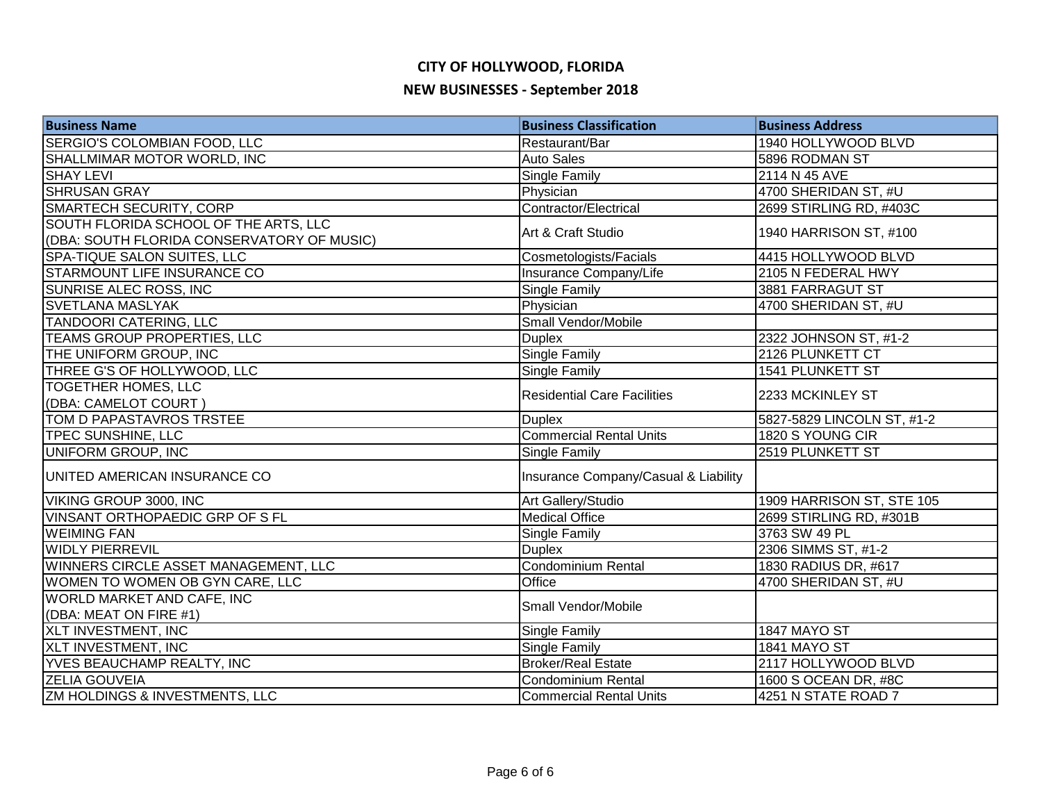# CITY OF HOLLYWOOD, FLORIDA

## NEW BUSINESSES - September 2018

| Business Name | Business Classification | Business Address |
|---|---|---|
| SERGIO'S COLOMBIAN FOOD, LLC | Restaurant/Bar | 1940 HOLLYWOOD BLVD |
| SHALLMIMAR MOTOR WORLD, INC | Auto Sales | 5896 RODMAN ST |
| SHAY LEVI | Single Family | 2114 N 45 AVE |
| SHRUSAN GRAY | Physician | 4700 SHERIDAN ST, #U |
| SMARTECH SECURITY, CORP | Contractor/Electrical | 2699 STIRLING RD, #403C |
| SOUTH FLORIDA SCHOOL OF THE ARTS, LLC (DBA: SOUTH FLORIDA CONSERVATORY OF MUSIC) | Art & Craft Studio | 1940 HARRISON ST, #100 |
| SPA-TIQUE SALON SUITES, LLC | Cosmetologists/Facials | 4415 HOLLYWOOD BLVD |
| STARMOUNT LIFE INSURANCE CO | Insurance Company/Life | 2105 N FEDERAL HWY |
| SUNRISE ALEC ROSS, INC | Single Family | 3881 FARRAGUT ST |
| SVETLANA MASLYAK | Physician | 4700 SHERIDAN ST, #U |
| TANDOORI CATERING, LLC | Small Vendor/Mobile | |
| TEAMS GROUP PROPERTIES, LLC | Duplex | 2322 JOHNSON ST, #1-2 |
| THE UNIFORM GROUP, INC | Single Family | 2126 PLUNKETT CT |
| THREE G'S OF HOLLYWOOD, LLC | Single Family | 1541 PLUNKETT ST |
| TOGETHER HOMES, LLC (DBA: CAMELOT COURT ) | Residential Care Facilities | 2233 MCKINLEY ST |
| TOM D PAPASTAVROS TRSTEE | Duplex | 5827-5829 LINCOLN ST, #1-2 |
| TPEC SUNSHINE, LLC | Commercial Rental Units | 1820 S YOUNG CIR |
| UNIFORM GROUP, INC | Single Family | 2519 PLUNKETT ST |
| UNITED AMERICAN INSURANCE CO | Insurance Company/Casual & Liability | |
| VIKING GROUP 3000, INC | Art Gallery/Studio | 1909 HARRISON ST, STE 105 |
| VINSANT ORTHOPAEDIC GRP OF S FL | Medical Office | 2699 STIRLING RD, #301B |
| WEIMING FAN | Single Family | 3763 SW 49 PL |
| WIDLY PIERREVIL | Duplex | 2306 SIMMS ST, #1-2 |
| WINNERS CIRCLE ASSET MANAGEMENT, LLC | Condominium Rental | 1830 RADIUS DR, #617 |
| WOMEN TO WOMEN OB GYN CARE, LLC | Office | 4700 SHERIDAN ST, #U |
| WORLD MARKET AND CAFE, INC (DBA: MEAT ON FIRE #1) | Small Vendor/Mobile | |
| XLT INVESTMENT, INC | Single Family | 1847 MAYO ST |
| XLT INVESTMENT, INC | Single Family | 1841 MAYO ST |
| YVES BEAUCHAMP REALTY, INC | Broker/Real Estate | 2117 HOLLYWOOD BLVD |
| ZELIA GOUVEIA | Condominium Rental | 1600 S OCEAN DR, #8C |
| ZM HOLDINGS & INVESTMENTS, LLC | Commercial Rental Units | 4251 N STATE ROAD 7 |